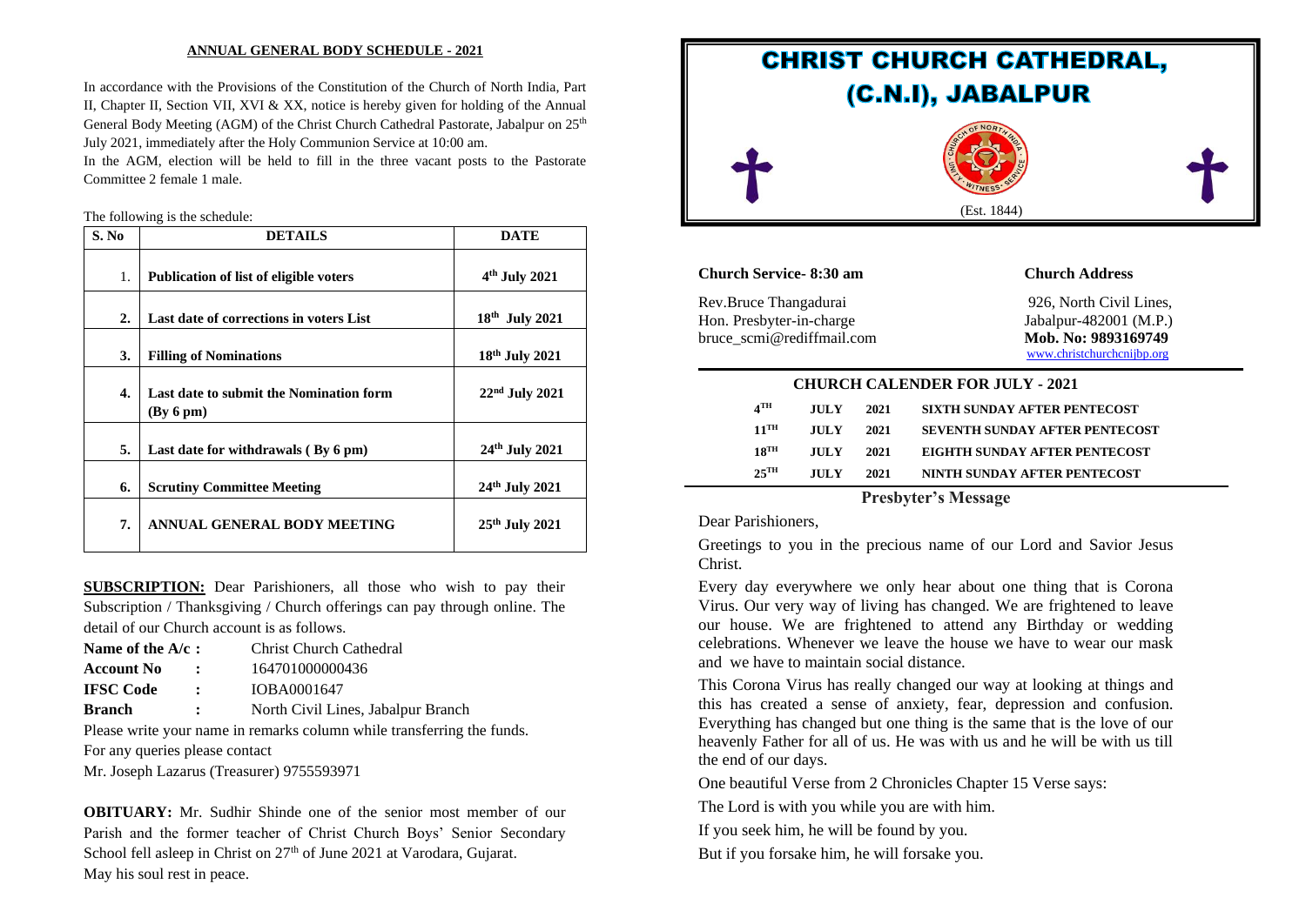## ANNUAL GENERAL BODY SCHEDULE - 2021

In accordance with the Provisions of the Constitution of the Church of North India, Part II, Chapter II, Section VII, XVI & XX, notice is hereby given for holding of the Annual General Body Meeting (AGM) of the Christ Church Cathedral Pastorate, Jabalpur on 25th July 2021, immediately after the Holy Communion Service at 10:00 am.

In the AGM, election will be held to fill in the three vacant posts to the Pastorate Committee 2 female 1 male.

The following is the schedule:

| S. No | DETAILS | DATE |
|---|---|---|
| 1. | **Publication of list of eligible voters** | **4th July 2021** |
| 2. | **Last date of corrections in voters List** | **18th July 2021** |
| 3. | **Filling of Nominations** | **18th July 2021** |
| 4. | **Last date to submit the Nomination form (By 6 pm)** | **22nd July 2021** |
| 5. | **Last date for withdrawals ( By 6 pm)** | **24th July 2021** |
| 6. | **Scrutiny Committee Meeting** | **24th July 2021** |
| 7. | **ANNUAL GENERAL BODY MEETING** | **25th July 2021** |

**SUBSCRIPTION:** Dear Parishioners, all those who wish to pay their Subscription / Thanksgiving / Church offerings can pay through online. The detail of our Church account is as follows.

**Name of the A/c :** Christ Church Cathedral
**Account No :** 164701000000436
**IFSC Code :** IOBA0001647
**Branch :** North Civil Lines, Jabalpur Branch

Please write your name in remarks column while transferring the funds.

For any queries please contact

Mr. Joseph Lazarus (Treasurer) 9755593971

**OBITUARY:** Mr. Sudhir Shinde one of the senior most member of our Parish and the former teacher of Christ Church Boys' Senior Secondary School fell asleep in Christ on 27th of June 2021 at Varodara, Gujarat. May his soul rest in peace.

# CHRIST CHURCH CATHEDRAL, (C.N.I), JABALPUR

(Est. 1844)

**Church Service- 8:30 am**

Rev.Bruce Thangadurai
Hon. Presbyter-in-charge
bruce_scmi@rediffmail.com

**Church Address**

926, North Civil Lines,
Jabalpur-482001 (M.P.)
**Mob. No: 9893169749**
www.christchurchcnijbp.org

### CHURCH CALENDER FOR JULY - 2021

| | | | |
|---|---|---|---|
| 4TH | JULY | 2021 | SIXTH SUNDAY AFTER PENTECOST |
| 11TH | JULY | 2021 | SEVENTH SUNDAY AFTER PENTECOST |
| 18TH | JULY | 2021 | EIGHTH SUNDAY AFTER PENTECOST |
| 25TH | JULY | 2021 | NINTH SUNDAY AFTER PENTECOST |

### Presbyter's Message

Dear Parishioners,

Greetings to you in the precious name of our Lord and Savior Jesus Christ.

Every day everywhere we only hear about one thing that is Corona Virus. Our very way of living has changed. We are frightened to leave our house. We are frightened to attend any Birthday or wedding celebrations. Whenever we leave the house we have to wear our mask and we have to maintain social distance.

This Corona Virus has really changed our way at looking at things and this has created a sense of anxiety, fear, depression and confusion. Everything has changed but one thing is the same that is the love of our heavenly Father for all of us. He was with us and he will be with us till the end of our days.

One beautiful Verse from 2 Chronicles Chapter 15 Verse says:

The Lord is with you while you are with him.

If you seek him, he will be found by you.

But if you forsake him, he will forsake you.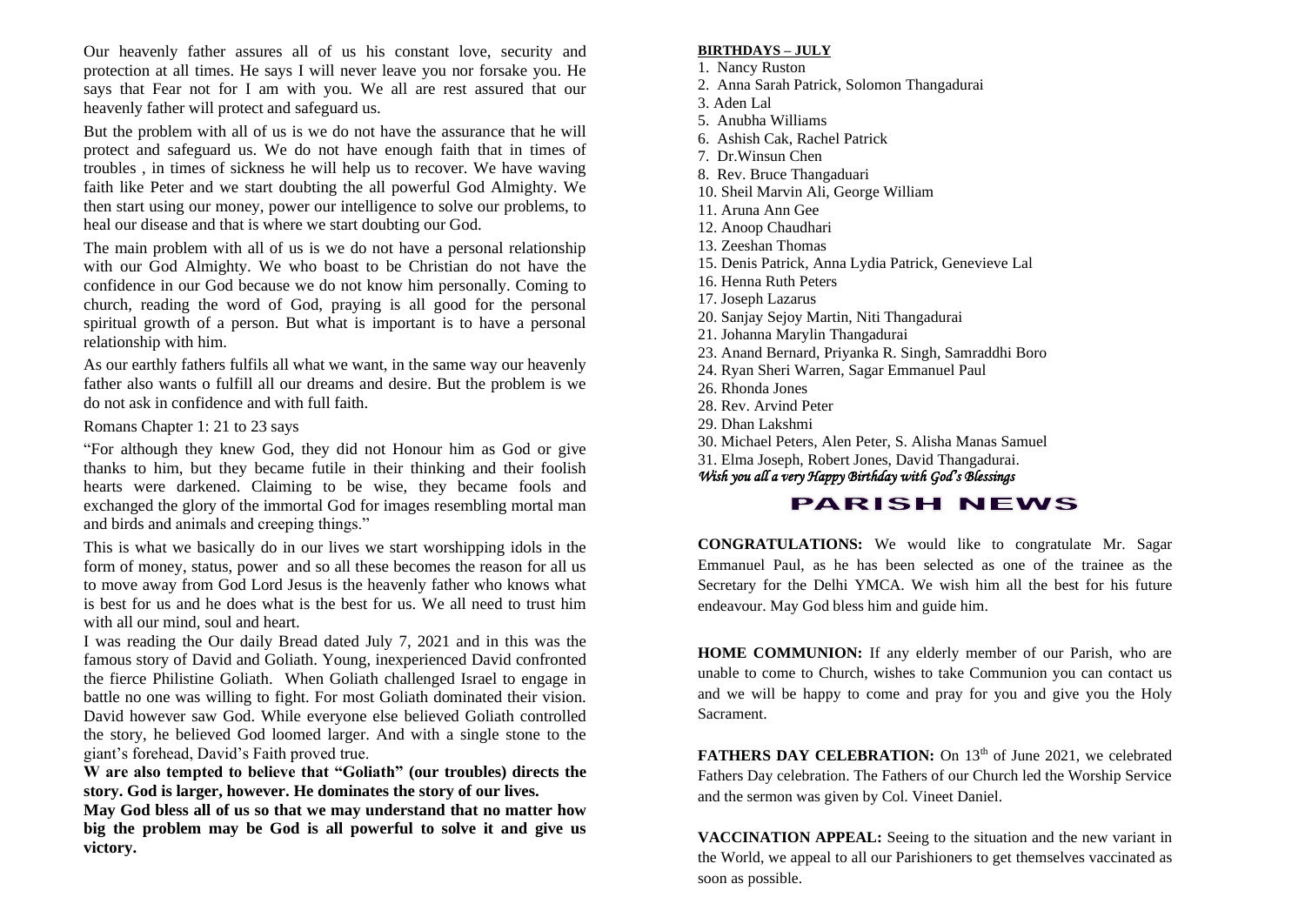Our heavenly father assures all of us his constant love, security and protection at all times. He says I will never leave you nor forsake you. He says that Fear not for I am with you. We all are rest assured that our heavenly father will protect and safeguard us.

But the problem with all of us is we do not have the assurance that he will protect and safeguard us. We do not have enough faith that in times of troubles , in times of sickness he will help us to recover. We have waving faith like Peter and we start doubting the all powerful God Almighty. We then start using our money, power our intelligence to solve our problems, to heal our disease and that is where we start doubting our God.

The main problem with all of us is we do not have a personal relationship with our God Almighty. We who boast to be Christian do not have the confidence in our God because we do not know him personally. Coming to church, reading the word of God, praying is all good for the personal spiritual growth of a person. But what is important is to have a personal relationship with him.

As our earthly fathers fulfils all what we want, in the same way our heavenly father also wants o fulfill all our dreams and desire. But the problem is we do not ask in confidence and with full faith.

Romans Chapter 1: 21 to 23 says

"For although they knew God, they did not Honour him as God or give thanks to him, but they became futile in their thinking and their foolish hearts were darkened. Claiming to be wise, they became fools and exchanged the glory of the immortal God for images resembling mortal man and birds and animals and creeping things."

This is what we basically do in our lives we start worshipping idols in the form of money, status, power and so all these becomes the reason for all us to move away from God Lord Jesus is the heavenly father who knows what is best for us and he does what is the best for us. We all need to trust him with all our mind, soul and heart.

I was reading the Our daily Bread dated July 7, 2021 and in this was the famous story of David and Goliath. Young, inexperienced David confronted the fierce Philistine Goliath. When Goliath challenged Israel to engage in battle no one was willing to fight. For most Goliath dominated their vision. David however saw God. While everyone else believed Goliath controlled the story, he believed God loomed larger. And with a single stone to the giant's forehead, David's Faith proved true.

**W are also tempted to believe that "Goliath" (our troubles) directs the story. God is larger, however. He dominates the story of our lives.**

**May God bless all of us so that we may understand that no matter how big the problem may be God is all powerful to solve it and give us victory.**

**BIRTHDAYS – JULY**

1. Nancy Ruston
2. Anna Sarah Patrick, Solomon Thangadurai
3. Aden Lal
5. Anubha Williams
6. Ashish Cak, Rachel Patrick
7. Dr.Winsun Chen
8. Rev. Bruce Thangaduari
10. Sheil Marvin Ali, George William
11. Aruna Ann Gee
12. Anoop Chaudhari
13. Zeeshan Thomas
15. Denis Patrick, Anna Lydia Patrick, Genevieve Lal
16. Henna Ruth Peters
17. Joseph Lazarus
20. Sanjay Sejoy Martin, Niti Thangadurai
21. Johanna Marylin Thangadurai
23. Anand Bernard, Priyanka R. Singh, Samraddhi Boro
24. Ryan Sheri Warren, Sagar Emmanuel Paul
26. Rhonda Jones
28. Rev. Arvind Peter
29. Dhan Lakshmi
30. Michael Peters, Alen Peter, S. Alisha Manas Samuel
31. Elma Joseph, Robert Jones, David Thangadurai.

*Wish you all a very Happy Birthday with God's Blessings*

# PARISH NEWS

**CONGRATULATIONS:** We would like to congratulate Mr. Sagar Emmanuel Paul, as he has been selected as one of the trainee as the Secretary for the Delhi YMCA. We wish him all the best for his future endeavour. May God bless him and guide him.

**HOME COMMUNION:** If any elderly member of our Parish, who are unable to come to Church, wishes to take Communion you can contact us and we will be happy to come and pray for you and give you the Holy Sacrament.

**FATHERS DAY CELEBRATION:** On 13th of June 2021, we celebrated Fathers Day celebration. The Fathers of our Church led the Worship Service and the sermon was given by Col. Vineet Daniel.

**VACCINATION APPEAL:** Seeing to the situation and the new variant in the World, we appeal to all our Parishioners to get themselves vaccinated as soon as possible.